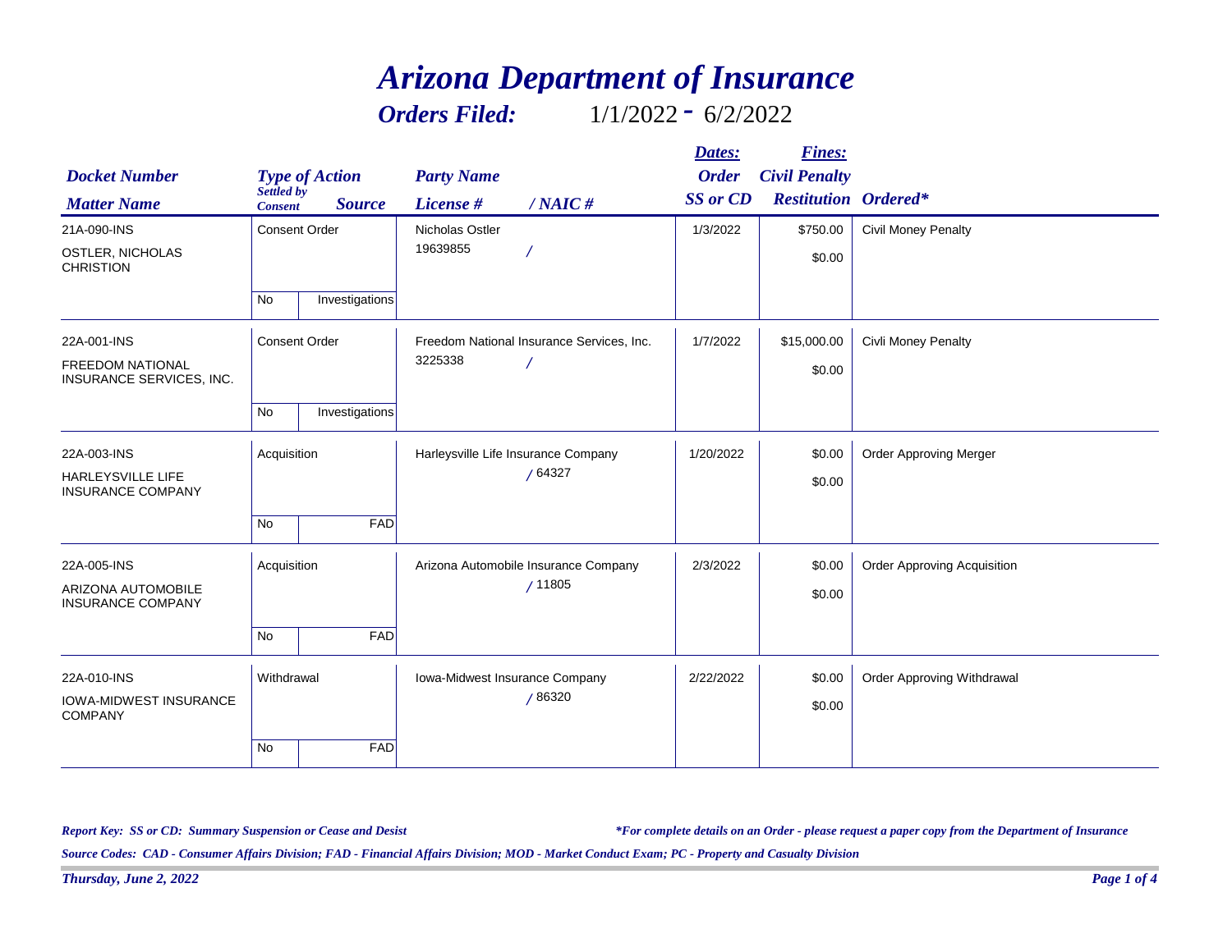# Arizona Department of Insurance

## Orders Filed: 1/1/2022 - 6/2/2022

| Docket Number / Matter Name | Type of Action | Settled by Consent | Source | Party Name | License # / NAIC # | Dates: Order / SS or CD | Fines: Civil Penalty / Restitution | Ordered* |
|---|---|---|---|---|---|---|---|---|
| 21A-090-INS<br>OSTLER, NICHOLAS CHRISTION | Consent Order | No | Investigations | Nicholas Ostler | 19639855 / | 1/3/2022 | $750.00<br>$0.00 | Civil Money Penalty |
| 22A-001-INS<br>FREEDOM NATIONAL INSURANCE SERVICES, INC. | Consent Order | No | Investigations | Freedom National Insurance Services, Inc. | 3225338 / | 1/7/2022 | $15,000.00<br>$0.00 | Civli Money Penalty |
| 22A-003-INS<br>HARLEYSVILLE LIFE INSURANCE COMPANY | Acquisition | No | FAD | Harleysville Life Insurance Company | / 64327 | 1/20/2022 | $0.00<br>$0.00 | Order Approving Merger |
| 22A-005-INS<br>ARIZONA AUTOMOBILE INSURANCE COMPANY | Acquisition | No | FAD | Arizona Automobile Insurance Company | / 11805 | 2/3/2022 | $0.00<br>$0.00 | Order Approving Acquisition |
| 22A-010-INS<br>IOWA-MIDWEST INSURANCE COMPANY | Withdrawal | No | FAD | Iowa-Midwest Insurance Company | / 86320 | 2/22/2022 | $0.00<br>$0.00 | Order Approving Withdrawal |

*Report Key: SS or CD: Summary Suspension or Cease and Desist*

**For complete details on an Order - please request a paper copy from the Department of Insurance*

*Source Codes: CAD - Consumer Affairs Division; FAD - Financial Affairs Division; MOD - Market Conduct Exam; PC - Property and Casualty Division*

*Thursday, June 2, 2022*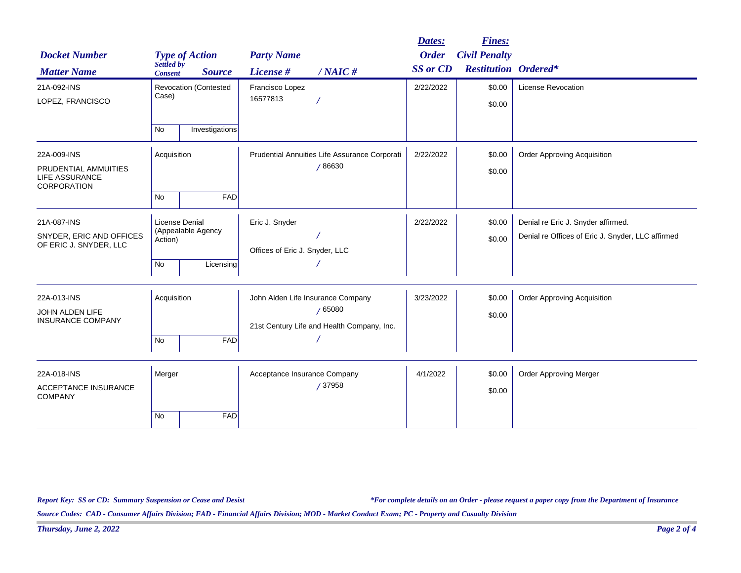| Docket Number / Matter Name | Type of Action | Settled by Consent | Source | Party Name / License # / NAIC # | Dates: Order / SS or CD | Fines: Civil Penalty / Restitution | Ordered* |
|---|---|---|---|---|---|---|---|
| 21A-092-INS<br>LOPEZ, FRANCISCO | Revocation (Contested Case) | No | Investigations | Francisco Lopez<br>16577813 / | 2/22/2022 | $0.00<br>$0.00 | License Revocation |
| 22A-009-INS<br>PRUDENTIAL AMMUITIES LIFE ASSURANCE CORPORATION | Acquisition | No | FAD | Prudential Annuities Life Assurance Corporati<br>/ 86630 | 2/22/2022 | $0.00<br>$0.00 | Order Approving Acquisition |
| 21A-087-INS<br>SNYDER, ERIC AND OFFICES OF ERIC J. SNYDER, LLC | License Denial (Appealable Agency Action) | No | Licensing | Eric J. Snyder<br>/<br>Offices of Eric J. Snyder, LLC<br>/ | 2/22/2022 | $0.00<br>$0.00 | Denial re Eric J. Snyder affirmed.<br>Denial re Offices of Eric J. Snyder, LLC affirmed |
| 22A-013-INS<br>JOHN ALDEN LIFE INSURANCE COMPANY | Acquisition | No | FAD | John Alden Life Insurance Company<br>/ 65080<br>21st Century Life and Health Company, Inc.<br>/ | 3/23/2022 | $0.00<br>$0.00 | Order Approving Acquisition |
| 22A-018-INS<br>ACCEPTANCE INSURANCE COMPANY | Merger | No | FAD | Acceptance Insurance Company<br>/ 37958 | 4/1/2022 | $0.00<br>$0.00 | Order Approving Merger |

*Report Key: SS or CD: Summary Suspension or Cease and Desist*

*\*For complete details on an Order - please request a paper copy from the Department of Insurance*

*Source Codes: CAD - Consumer Affairs Division; FAD - Financial Affairs Division; MOD - Market Conduct Exam; PC - Property and Casualty Division*

*Thursday, June 2, 2022*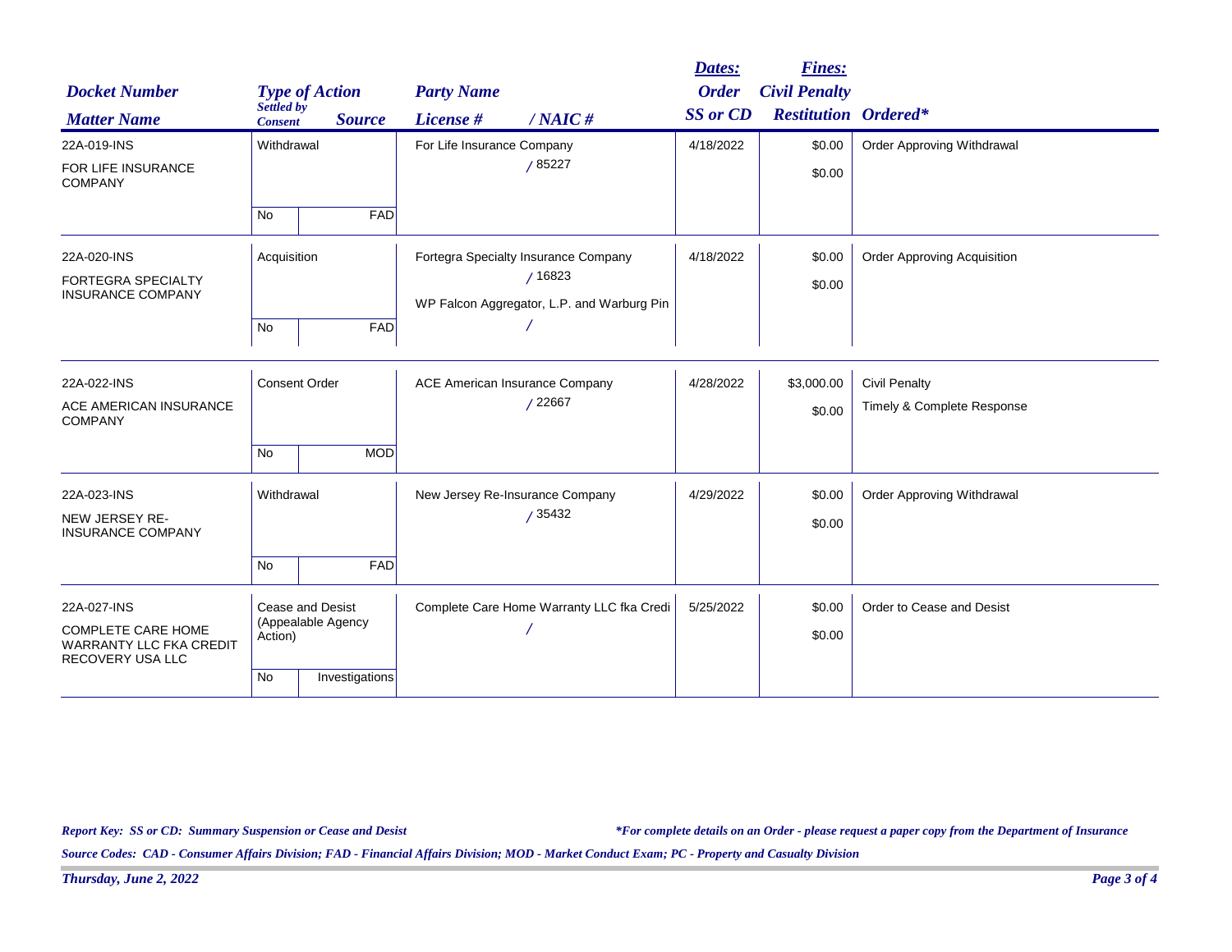| Docket Number / Matter Name | Type of Action | Settled by Consent | Source | Party Name / License # / NAIC # | Dates: Order / SS or CD | Fines: Civil Penalty / Restitution | Ordered* |
|---|---|---|---|---|---|---|---|
| 22A-019-INS<br>FOR LIFE INSURANCE COMPANY | Withdrawal | No | FAD | For Life Insurance Company<br>/ 85227 | 4/18/2022 | $0.00<br>$0.00 | Order Approving Withdrawal |
| 22A-020-INS<br>FORTEGRA SPECIALTY INSURANCE COMPANY | Acquisition | No | FAD | Fortegra Specialty Insurance Company<br>/ 16823<br>WP Falcon Aggregator, L.P. and Warburg Pin<br>/ | 4/18/2022 | $0.00<br>$0.00 | Order Approving Acquisition |
| 22A-022-INS<br>ACE AMERICAN INSURANCE COMPANY | Consent Order | No | MOD | ACE American Insurance Company<br>/ 22667 | 4/28/2022 | $3,000.00<br>$0.00 | Civil Penalty<br>Timely & Complete Response |
| 22A-023-INS<br>NEW JERSEY RE-INSURANCE COMPANY | Withdrawal | No | FAD | New Jersey Re-Insurance Company<br>/ 35432 | 4/29/2022 | $0.00<br>$0.00 | Order Approving Withdrawal |
| 22A-027-INS<br>COMPLETE CARE HOME WARRANTY LLC FKA CREDIT RECOVERY USA LLC | Cease and Desist (Appealable Agency Action) | No | Investigations | Complete Care Home Warranty LLC fka Credi<br>/ | 5/25/2022 | $0.00<br>$0.00 | Order to Cease and Desist |

*Report Key: SS or CD: Summary Suspension or Cease and Desist*

*\*For complete details on an Order - please request a paper copy from the Department of Insurance*

*Source Codes: CAD - Consumer Affairs Division; FAD - Financial Affairs Division; MOD - Market Conduct Exam; PC - Property and Casualty Division*

*Thursday, June 2, 2022*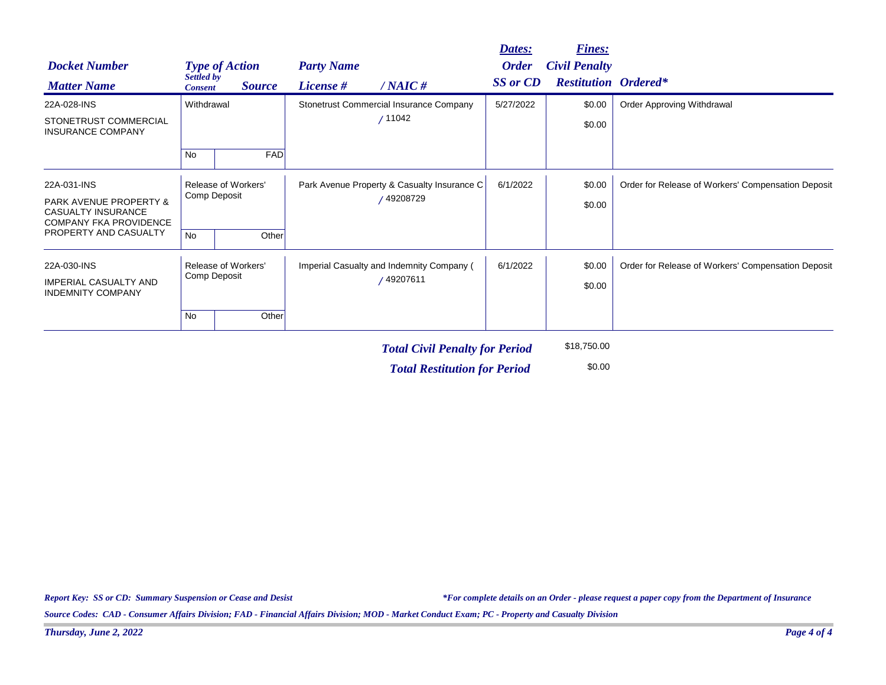| Docket Number / Matter Name | Type of Action | Settled by Consent | Source | Party Name / License # / NAIC # | Dates: Order / SS or CD | Fines: Civil Penalty / Restitution | Ordered* |
|---|---|---|---|---|---|---|---|
| 22A-028-INS<br>STONETRUST COMMERCIAL INSURANCE COMPANY | Withdrawal | No | FAD | Stonetrust Commercial Insurance Company<br>/ 11042 | 5/27/2022 | $0.00<br>$0.00 | Order Approving Withdrawal |
| 22A-031-INS<br>PARK AVENUE PROPERTY & CASUALTY INSURANCE COMPANY FKA PROVIDENCE PROPERTY AND CASUALTY | Release of Workers' Comp Deposit | No | Other | Park Avenue Property & Casualty Insurance C<br>/ 49208729 | 6/1/2022 | $0.00<br>$0.00 | Order for Release of Workers' Compensation Deposit |
| 22A-030-INS<br>IMPERIAL CASUALTY AND INDEMNITY COMPANY | Release of Workers' Comp Deposit | No | Other | Imperial Casualty and Indemnity Company (<br>/ 49207611 | 6/1/2022 | $0.00<br>$0.00 | Order for Release of Workers' Compensation Deposit |

***Total Civil Penalty for Period*** $18,750.00

***Total Restitution for Period*** $0.00

*Report Key: SS or CD: Summary Suspension or Cease and Desist*

*\*For complete details on an Order - please request a paper copy from the Department of Insurance*

*Source Codes: CAD - Consumer Affairs Division; FAD - Financial Affairs Division; MOD - Market Conduct Exam; PC - Property and Casualty Division*

*Thursday, June 2, 2022*